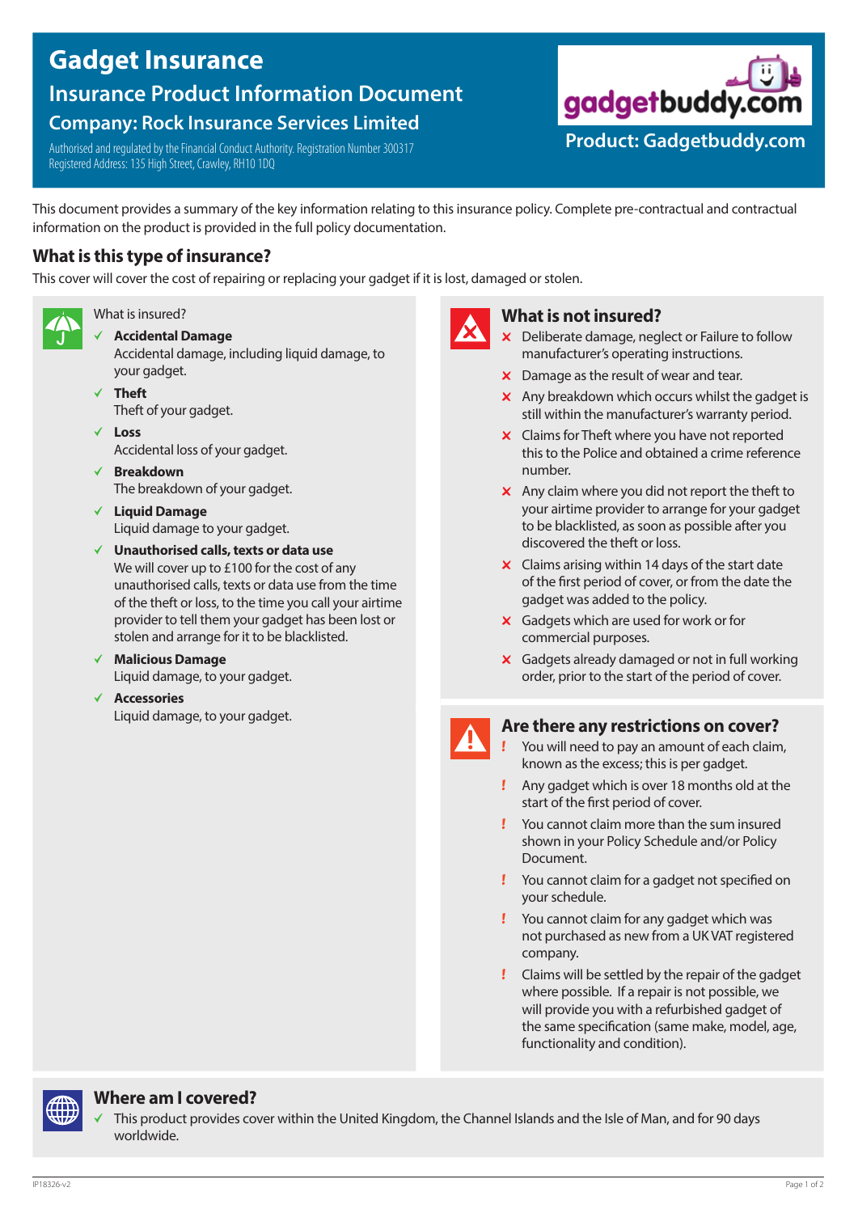# Gadget Insurance

## Insurance Product Information Document

## Company: Rock Insurance Services Limited

Authorised and regulated by the Financial Conduct Authority. Registration Number 300317
Registered Address: 135 High Street, Crawley, RH10 1DQ

gadgetbuddy.com

**Product: Gadgetbuddy.com**

This document provides a summary of the key information relating to this insurance policy. Complete pre-contractual and contractual information on the product is provided in the full policy documentation.

## What is this type of insurance?

This cover will cover the cost of repairing or replacing your gadget if it is lost, damaged or stolen.

### What is insured?

- ✓ **Accidental Damage**
  Accidental damage, including liquid damage, to your gadget.
- ✓ **Theft**
  Theft of your gadget.
- ✓ **Loss**
  Accidental loss of your gadget.
- ✓ **Breakdown**
  The breakdown of your gadget.
- ✓ **Liquid Damage**
  Liquid damage to your gadget.
- ✓ **Unauthorised calls, texts or data use**
  We will cover up to £100 for the cost of any unauthorised calls, texts or data use from the time of the theft or loss, to the time you call your airtime provider to tell them your gadget has been lost or stolen and arrange for it to be blacklisted.
- ✓ **Malicious Damage**
  Liquid damage, to your gadget.
- ✓ **Accessories**
  Liquid damage, to your gadget.

### What is not insured?

- ✗ Deliberate damage, neglect or Failure to follow manufacturer's operating instructions.
- ✗ Damage as the result of wear and tear.
- ✗ Any breakdown which occurs whilst the gadget is still within the manufacturer's warranty period.
- ✗ Claims for Theft where you have not reported this to the Police and obtained a crime reference number.
- ✗ Any claim where you did not report the theft to your airtime provider to arrange for your gadget to be blacklisted, as soon as possible after you discovered the theft or loss.
- ✗ Claims arising within 14 days of the start date of the first period of cover, or from the date the gadget was added to the policy.
- ✗ Gadgets which are used for work or for commercial purposes.
- ✗ Gadgets already damaged or not in full working order, prior to the start of the period of cover.

### Are there any restrictions on cover?

- ! You will need to pay an amount of each claim, known as the excess; this is per gadget.
- ! Any gadget which is over 18 months old at the start of the first period of cover.
- ! You cannot claim more than the sum insured shown in your Policy Schedule and/or Policy Document.
- ! You cannot claim for a gadget not specified on your schedule.
- ! You cannot claim for any gadget which was not purchased as new from a UK VAT registered company.
- ! Claims will be settled by the repair of the gadget where possible. If a repair is not possible, we will provide you with a refurbished gadget of the same specification (same make, model, age, functionality and condition).

### Where am I covered?

- ✓ This product provides cover within the United Kingdom, the Channel Islands and the Isle of Man, and for 90 days worldwide.

IP18326-v2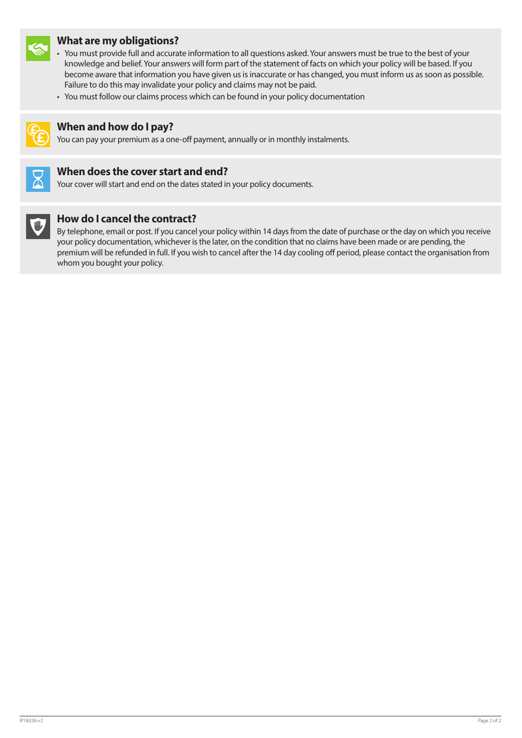## What are my obligations?

- You must provide full and accurate information to all questions asked. Your answers must be true to the best of your knowledge and belief. Your answers will form part of the statement of facts on which your policy will be based. If you become aware that information you have given us is inaccurate or has changed, you must inform us as soon as possible. Failure to do this may invalidate your policy and claims may not be paid.
- You must follow our claims process which can be found in your policy documentation

## When and how do I pay?

You can pay your premium as a one-off payment, annually or in monthly instalments.

## When does the cover start and end?

Your cover will start and end on the dates stated in your policy documents.

## How do I cancel the contract?

By telephone, email or post. If you cancel your policy within 14 days from the date of purchase or the day on which you receive your policy documentation, whichever is the later, on the condition that no claims have been made or are pending, the premium will be refunded in full. If you wish to cancel after the 14 day cooling off period, please contact the organisation from whom you bought your policy.

IP18326-v2